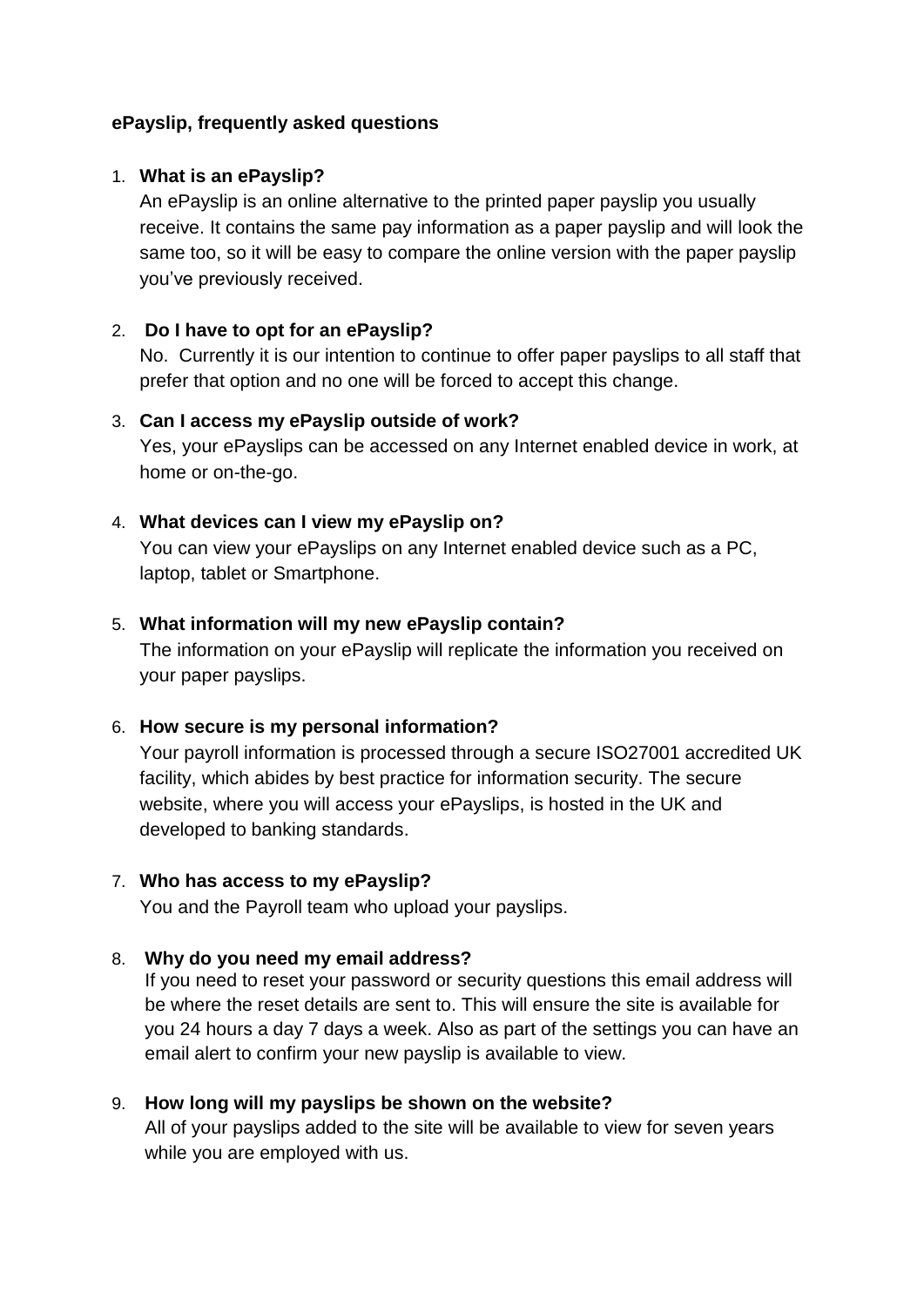**ePayslip, frequently asked questions**

1. **What is an ePayslip?**
   An ePayslip is an online alternative to the printed paper payslip you usually receive. It contains the same pay information as a paper payslip and will look the same too, so it will be easy to compare the online version with the paper payslip you've previously received.

2. **Do I have to opt for an ePayslip?**
   No. Currently it is our intention to continue to offer paper payslips to all staff that prefer that option and no one will be forced to accept this change.

3. **Can I access my ePayslip outside of work?**
   Yes, your ePayslips can be accessed on any Internet enabled device in work, at home or on-the-go.

4. **What devices can I view my ePayslip on?**
   You can view your ePayslips on any Internet enabled device such as a PC, laptop, tablet or Smartphone.

5. **What information will my new ePayslip contain?**
   The information on your ePayslip will replicate the information you received on your paper payslips.

6. **How secure is my personal information?**
   Your payroll information is processed through a secure ISO27001 accredited UK facility, which abides by best practice for information security. The secure website, where you will access your ePayslips, is hosted in the UK and developed to banking standards.

7. **Who has access to my ePayslip?**
   You and the Payroll team who upload your payslips.

8. **Why do you need my email address?**
   If you need to reset your password or security questions this email address will be where the reset details are sent to. This will ensure the site is available for you 24 hours a day 7 days a week. Also as part of the settings you can have an email alert to confirm your new payslip is available to view.

9. **How long will my payslips be shown on the website?**
   All of your payslips added to the site will be available to view for seven years while you are employed with us.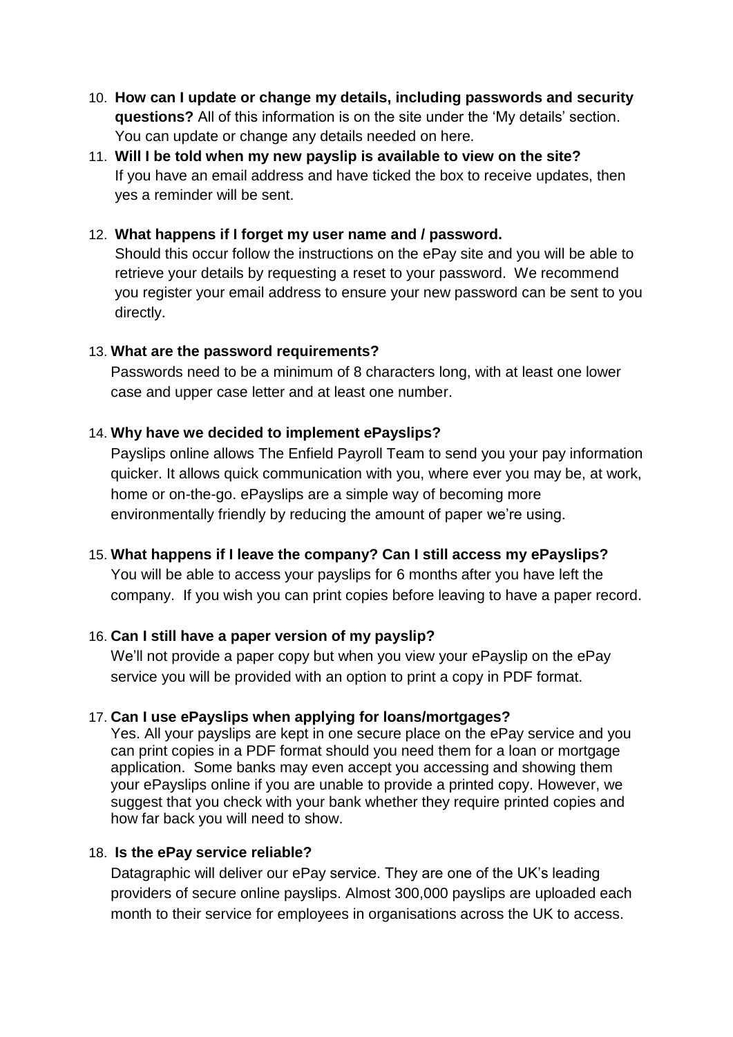10. **How can I update or change my details, including passwords and security questions?** All of this information is on the site under the 'My details' section. You can update or change any details needed on here.

11. **Will I be told when my new payslip is available to view on the site?** If you have an email address and have ticked the box to receive updates, then yes a reminder will be sent.

12. **What happens if I forget my user name and / password.**
    Should this occur follow the instructions on the ePay site and you will be able to retrieve your details by requesting a reset to your password. We recommend you register your email address to ensure your new password can be sent to you directly.

13. **What are the password requirements?**
    Passwords need to be a minimum of 8 characters long, with at least one lower case and upper case letter and at least one number.

14. **Why have we decided to implement ePayslips?**
    Payslips online allows The Enfield Payroll Team to send you your pay information quicker. It allows quick communication with you, where ever you may be, at work, home or on-the-go. ePayslips are a simple way of becoming more environmentally friendly by reducing the amount of paper we're using.

15. **What happens if I leave the company? Can I still access my ePayslips?**
    You will be able to access your payslips for 6 months after you have left the company. If you wish you can print copies before leaving to have a paper record.

16. **Can I still have a paper version of my payslip?**
    We'll not provide a paper copy but when you view your ePayslip on the ePay service you will be provided with an option to print a copy in PDF format.

17. **Can I use ePayslips when applying for loans/mortgages?**
    Yes. All your payslips are kept in one secure place on the ePay service and you can print copies in a PDF format should you need them for a loan or mortgage application. Some banks may even accept you accessing and showing them your ePayslips online if you are unable to provide a printed copy. However, we suggest that you check with your bank whether they require printed copies and how far back you will need to show.

18. **Is the ePay service reliable?**
    Datagraphic will deliver our ePay service. They are one of the UK's leading providers of secure online payslips. Almost 300,000 payslips are uploaded each month to their service for employees in organisations across the UK to access.